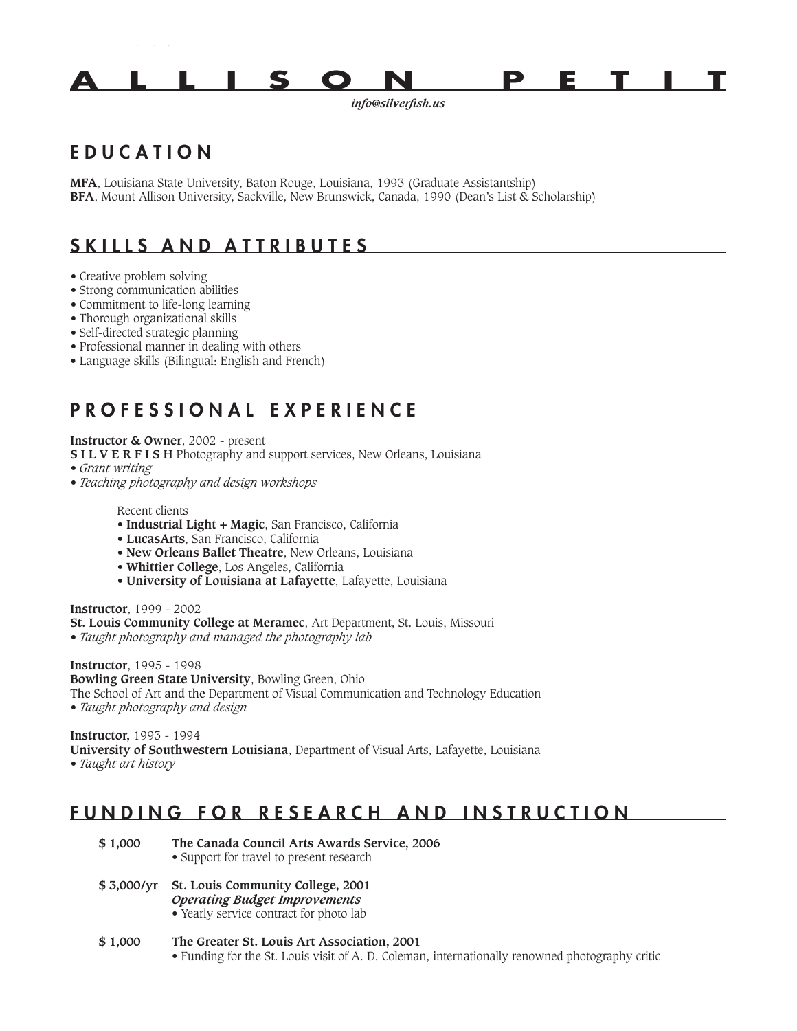# A L L I S O N P E T I T

***info@silverfish.us***

## EDUCATION

**MFA**, Louisiana State University, Baton Rouge, Louisiana, 1993 (Graduate Assistantship)
**BFA**, Mount Allison University, Sackville, New Brunswick, Canada, 1990 (Dean's List & Scholarship)

## SKILLS AND ATTRIBUTES

- Creative problem solving
- Strong communication abilities
- Commitment to life-long learning
- Thorough organizational skills
- Self-directed strategic planning
- Professional manner in dealing with others
- Language skills (Bilingual: English and French)

## PROFESSIONAL EXPERIENCE

**Instructor & Owner**, 2002 - present
**S I L V E R F I S H** Photography and support services, New Orleans, Louisiana
- *Grant writing*
- *Teaching photography and design workshops*

Recent clients
- **Industrial Light + Magic**, San Francisco, California
- **LucasArts**, San Francisco, California
- **New Orleans Ballet Theatre**, New Orleans, Louisiana
- **Whittier College**, Los Angeles, California
- **University of Louisiana at Lafayette**, Lafayette, Louisiana

**Instructor**, 1999 - 2002
**St. Louis Community College at Meramec**, Art Department, St. Louis, Missouri
- *Taught photography and managed the photography lab*

**Instructor**, 1995 - 1998
**Bowling Green State University**, Bowling Green, Ohio
The School of Art and the Department of Visual Communication and Technology Education
- *Taught photography and design*

**Instructor,** 1993 - 1994
**University of Southwestern Louisiana**, Department of Visual Arts, Lafayette, Louisiana
- *Taught art history*

## FUNDING FOR RESEARCH AND INSTRUCTION

**$ 1,000** **The Canada Council Arts Awards Service, 2006**
- Support for travel to present research

**$ 3,000/yr** **St. Louis Community College, 2001**
***Operating Budget Improvements***
- Yearly service contract for photo lab

**$ 1,000** **The Greater St. Louis Art Association, 2001**
- Funding for the St. Louis visit of A. D. Coleman, internationally renowned photography critic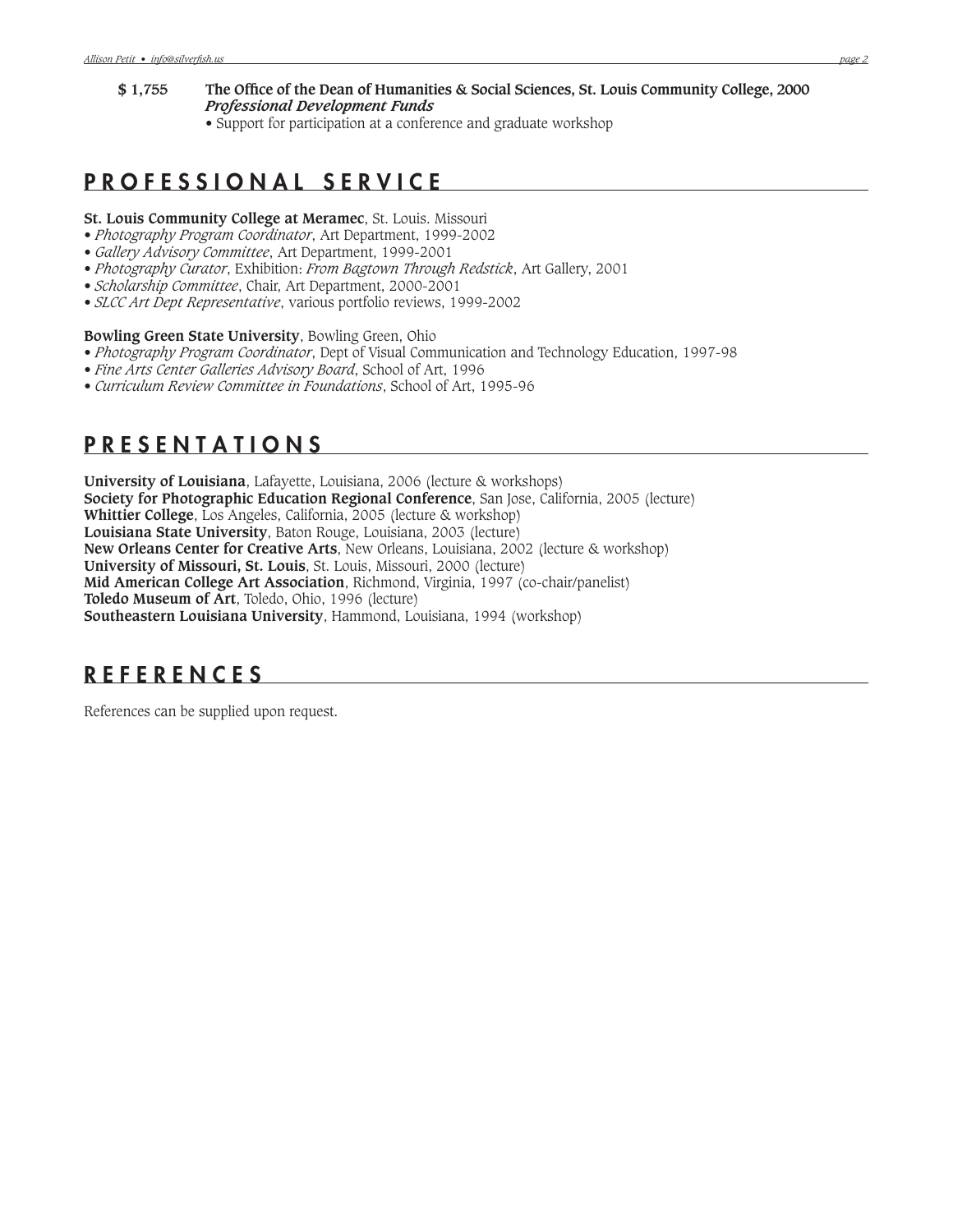**$ 1,755** **The Office of the Dean of Humanities & Social Sciences, St. Louis Community College, 2000**
***Professional Development Funds***
- Support for participation at a conference and graduate workshop

## PROFESSIONAL SERVICE

**St. Louis Community College at Meramec**, St. Louis. Missouri
- *Photography Program Coordinator*, Art Department, 1999-2002
- *Gallery Advisory Committee*, Art Department, 1999-2001
- *Photography Curator*, Exhibition: *From Bagtown Through Redstick*, Art Gallery, 2001
- *Scholarship Committee*, Chair, Art Department, 2000-2001
- *SLCC Art Dept Representative*, various portfolio reviews, 1999-2002

**Bowling Green State University**, Bowling Green, Ohio
- *Photography Program Coordinator*, Dept of Visual Communication and Technology Education, 1997-98
- *Fine Arts Center Galleries Advisory Board*, School of Art, 1996
- *Curriculum Review Committee in Foundations*, School of Art, 1995-96

## PRESENTATIONS

**University of Louisiana**, Lafayette, Louisiana, 2006 (lecture & workshops)
**Society for Photographic Education Regional Conference**, San Jose, California, 2005 (lecture)
**Whittier College**, Los Angeles, California, 2005 (lecture & workshop)
**Louisiana State University**, Baton Rouge, Louisiana, 2003 (lecture)
**New Orleans Center for Creative Arts**, New Orleans, Louisiana, 2002 (lecture & workshop)
**University of Missouri, St. Louis**, St. Louis, Missouri, 2000 (lecture)
**Mid American College Art Association**, Richmond, Virginia, 1997 (co-chair/panelist)
**Toledo Museum of Art**, Toledo, Ohio, 1996 (lecture)
**Southeastern Louisiana University**, Hammond, Louisiana, 1994 (workshop)

## REFERENCES

References can be supplied upon request.